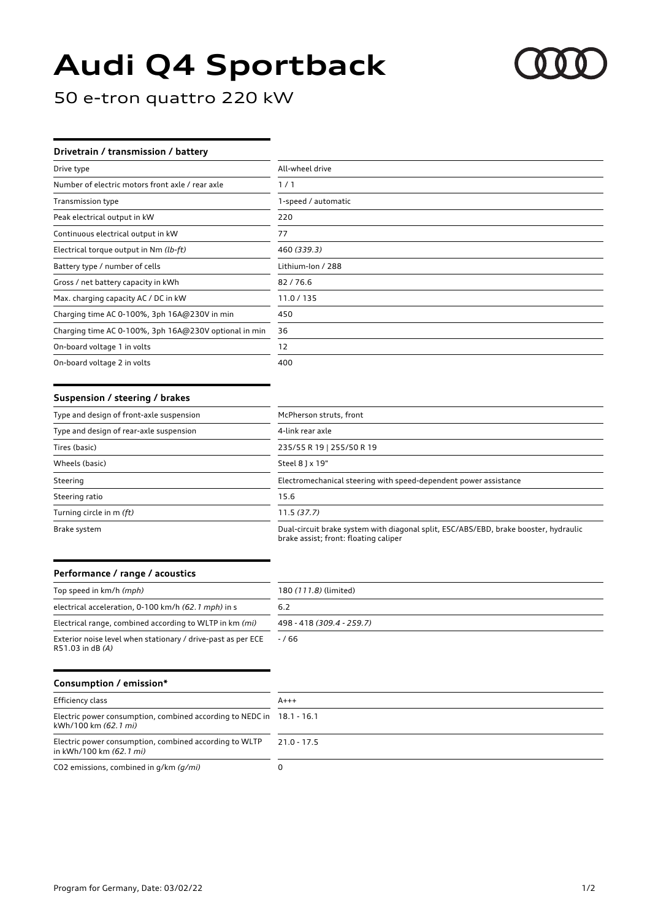# Audi Q4 Sportback

## 50 e-tron quattro 220 kW

### Drivetrain / transmission / battery

| Drivetrain / transmission / battery | |
|---|---|
| Drive type | All-wheel drive |
| Number of electric motors front axle / rear axle | 1 / 1 |
| Transmission type | 1-speed / automatic |
| Peak electrical output in kW | 220 |
| Continuous electrical output in kW | 77 |
| Electrical torque output in Nm *(lb-ft)* | 460 *(339.3)* |
| Battery type / number of cells | Lithium-Ion / 288 |
| Gross / net battery capacity in kWh | 82 / 76.6 |
| Max. charging capacity AC / DC in kW | 11.0 / 135 |
| Charging time AC 0-100%, 3ph 16A@230V in min | 450 |
| Charging time AC 0-100%, 3ph 16A@230V optional in min | 36 |
| On-board voltage 1 in volts | 12 |
| On-board voltage 2 in volts | 400 |

### Suspension / steering / brakes

| Suspension / steering / brakes | |
|---|---|
| Type and design of front-axle suspension | McPherson struts, front |
| Type and design of rear-axle suspension | 4-link rear axle |
| Tires (basic) | 235/55 R 19 \| 255/50 R 19 |
| Wheels (basic) | Steel 8 J x 19" |
| Steering | Electromechanical steering with speed-dependent power assistance |
| Steering ratio | 15.6 |
| Turning circle in m *(ft)* | 11.5 *(37.7)* |
| Brake system | Dual-circuit brake system with diagonal split, ESC/ABS/EBD, brake booster, hydraulic brake assist; front: floating caliper |

### Performance / range / acoustics

| Performance / range / acoustics | |
|---|---|
| Top speed in km/h *(mph)* | 180 *(111.8)* (limited) |
| electrical acceleration, 0-100 km/h *(62.1 mph)* in s | 6.2 |
| Electrical range, combined according to WLTP in km *(mi)* | 498 - 418 *(309.4 - 259.7)* |
| Exterior noise level when stationary / drive-past as per ECE R51.03 in dB *(A)* | - / 66 |

### Consumption / emission*

| Consumption / emission* | |
|---|---|
| Efficiency class | A+++ |
| Electric power consumption, combined according to NEDC in kWh/100 km *(62.1 mi)* | 18.1 - 16.1 |
| Electric power consumption, combined according to WLTP in kWh/100 km *(62.1 mi)* | 21.0 - 17.5 |
| $CO_2$ emissions, combined in g/km *(g/mi)* | 0 |

Program for Germany, Date: 03/02/22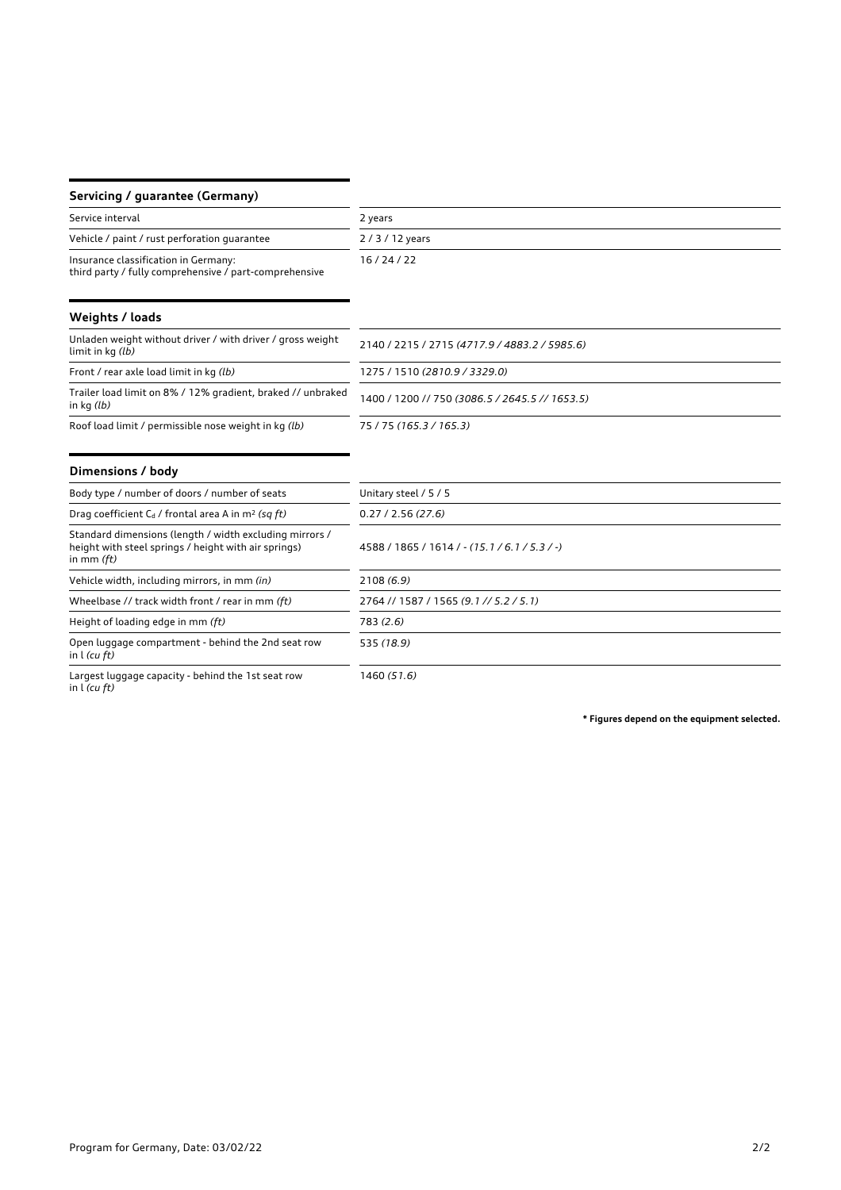## Servicing / guarantee (Germany)

| | |
|---|---|
| Service interval | 2 years |
| Vehicle / paint / rust perforation guarantee | 2 / 3 / 12 years |
| Insurance classification in Germany: third party / fully comprehensive / part-comprehensive | 16 / 24 / 22 |

## Weights / loads

| | |
|---|---|
| Unladen weight without driver / with driver / gross weight limit in kg *(lb)* | 2140 / 2215 / 2715 *(4717.9 / 4883.2 / 5985.6)* |
| Front / rear axle load limit in kg *(lb)* | 1275 / 1510 *(2810.9 / 3329.0)* |
| Trailer load limit on 8% / 12% gradient, braked // unbraked in kg *(lb)* | 1400 / 1200 // 750 *(3086.5 / 2645.5 // 1653.5)* |
| Roof load limit / permissible nose weight in kg *(lb)* | 75 / 75 *(165.3 / 165.3)* |

## Dimensions / body

| | |
|---|---|
| Body type / number of doors / number of seats | Unitary steel / 5 / 5 |
| Drag coefficient $C_d$ / frontal area A in m² *(sq ft)* | 0.27 / 2.56 *(27.6)* |
| Standard dimensions (length / width excluding mirrors / height with steel springs / height with air springs) in mm *(ft)* | 4588 / 1865 / 1614 / - *(15.1 / 6.1 / 5.3 / -)* |
| Vehicle width, including mirrors, in mm *(in)* | 2108 *(6.9)* |
| Wheelbase // track width front / rear in mm *(ft)* | 2764 // 1587 / 1565 *(9.1 // 5.2 / 5.1)* |
| Height of loading edge in mm *(ft)* | 783 *(2.6)* |
| Open luggage compartment - behind the 2nd seat row in l *(cu ft)* | 535 *(18.9)* |
| Largest luggage capacity - behind the 1st seat row in l *(cu ft)* | 1460 *(51.6)* |

**\* Figures depend on the equipment selected.**

Program for Germany, Date: 03/02/22